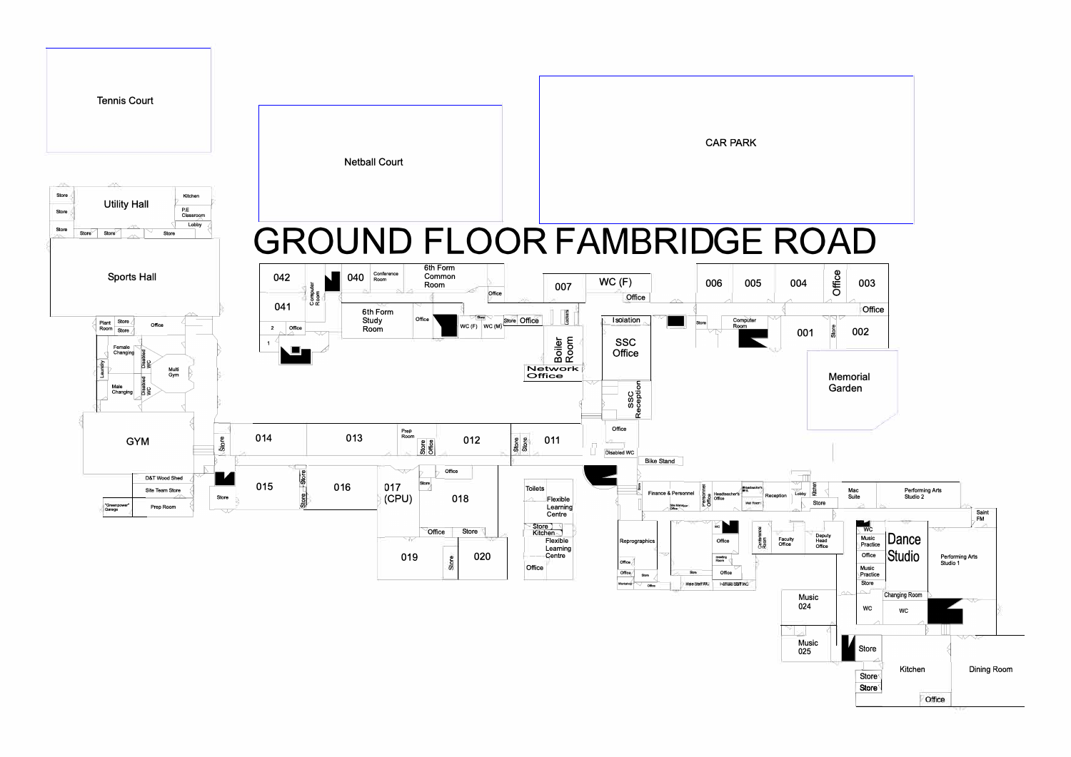# GROUND FLOOR FAMBRIDGE ROAD

Tennis Court

Netball Court

CAR PARK

Store
Store
Store
Utility Hall
Kitchen
P.E Classroom
Lobby
Store
Store
Store

Sports Hall

Plant Room
Store
Store
Office

Female Changing
Laundry
Disabled WC
Multi Gym
Male Changing
Disabled WC

GYM

D&T Wood Shed
Site Team Store
"Greenpower" Garage
Prep Room

042
Computer Room
040
Conference Room
6th Form Common Room
Office
041
6th Form Study Room
Office
Store
WC (F)
WC (M)
Store
Office
2
Office
1

007
WC (F)
Office
Lockers
Boiler Room
Network Office

Isolation
SSC Office
SSC Reception

006
005
004
Office
003
Office
Store
Computer Room
001
Store
002

Memorial Garden

Store
014
013
Prep Room
Store
Office
012
Store
Store
011

Office
Disabled WC
Bike Stand

Store
015
Store
Store
016
017 (CPU)
Store
Office
018
Office
Store
019
Store
020

Toilets
Flexible Learning Centre
Store
Kitchen
Flexible Learning Centre
Office

Store
Finance & Personnel
Site Manager Office
Personnel Office
Headteacher's Office
Headteacher's PA
Wait Room
Reception
Lobby
Kitchen
Store
Mac Suite
Performing Arts Studio 2
Saint FM

Reprographics
Office
Office
Store
Workshop
Office
WC
Office
Meeting Room
Store
Office
Male Staff WC
Female Staff WC
Conference Room
Faculty Office
Deputy Head Office

WC
Music Practice
Office
Music Practice
Store
Dance Studio
Performing Arts Studio 1
Changing Room
WC
WC

Music 024
Music 025
Store
Store
Store
Kitchen
Dining Room
Office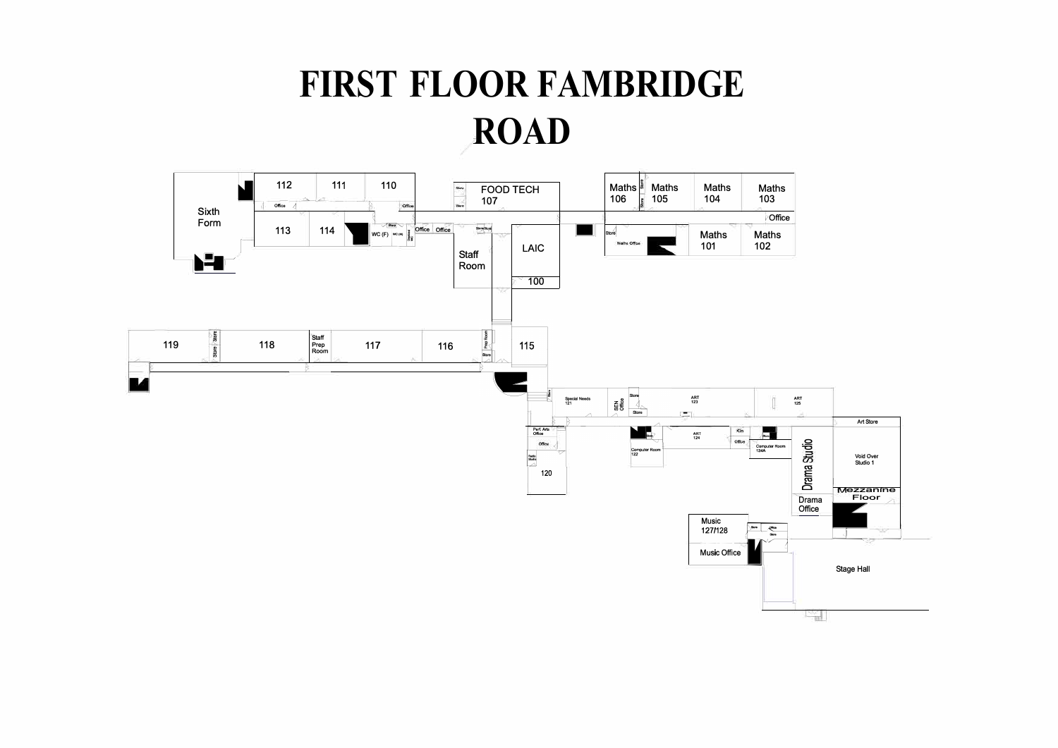# FIRST FLOOR FAMBRIDGE ROAD

Sixth Form

112

111

110

Office

Office

113

114

Store

WC (F)

WC (M)

Disabled WC

Office

Office

Store

FOOD TECH 107

Store

Store/Store

Staff Room

LAIC

100

Maths 106

Store

Store

Maths 105

Maths 104

Maths 103

Office

Store

Maths Office

Maths 101

Maths 102

119

Store

Store

118

Staff Prep Room

117

116

Prep Room

Store

115

Store

Special Needs 121

SEN Office

Store

Store

ART 123

ART 125

Art Store

Perf. Arts Office

Office

Radio Studio

120

Store

Computer Room 122

ART 124

Kiln

Office

Store

Computer Room 124A

Drama Studio

Void Over Studio 1

Mezzanine Floor

Drama Office

Music 127/128

Store

Office

Store

Music Office

Stage Hall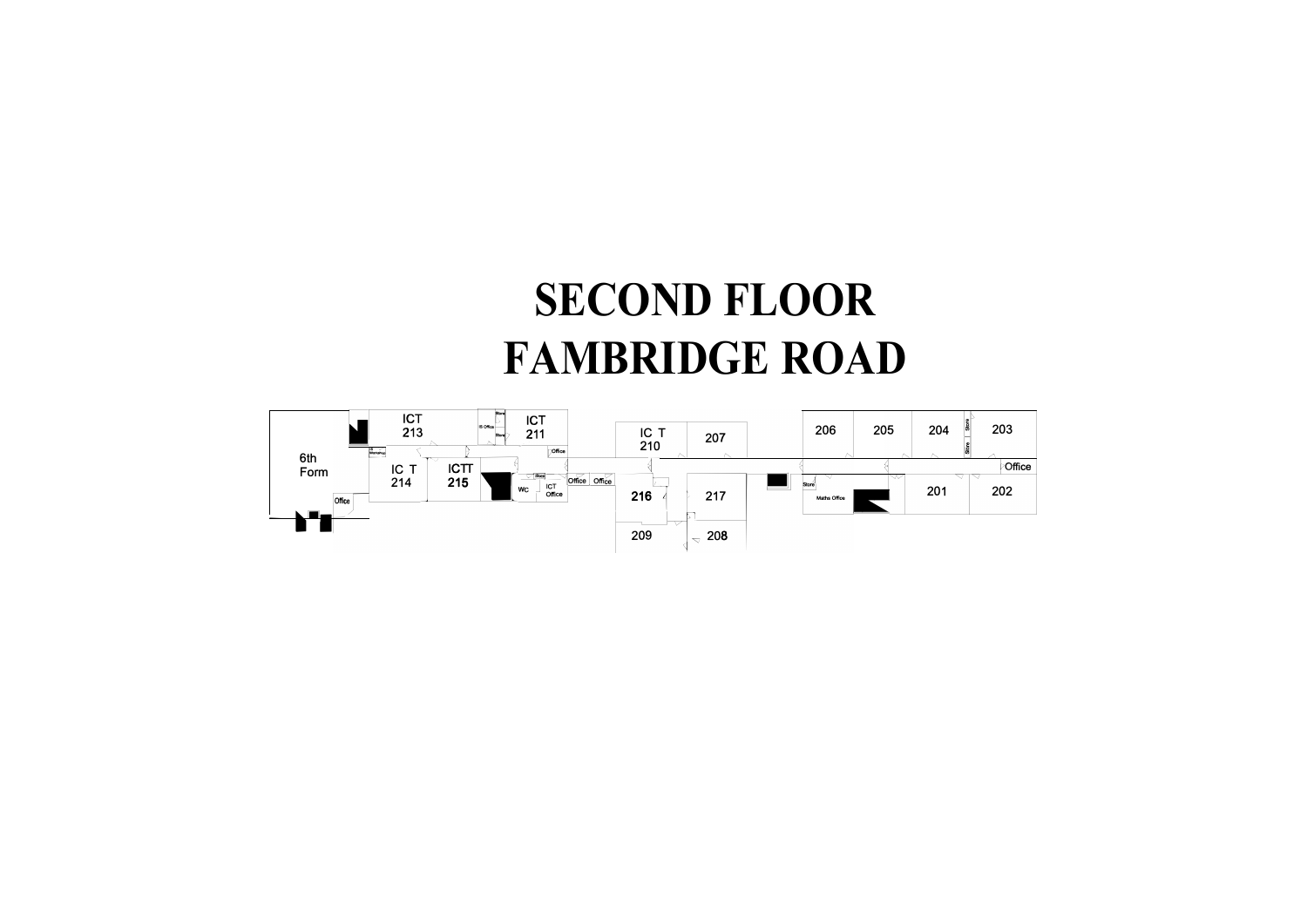# SECOND FLOOR
# FAMBRIDGE ROAD

ICT 213

IS Office

Store

Store

ICT 211

Office

IC T 210

207

206

205

204

Store

Store

203

Office

6th Form

Workshop

IC T 214

ICTT 215

Store

WC

ICT Office

Office

Office

216

217

Store

Maths Office

201

202

Office

209

208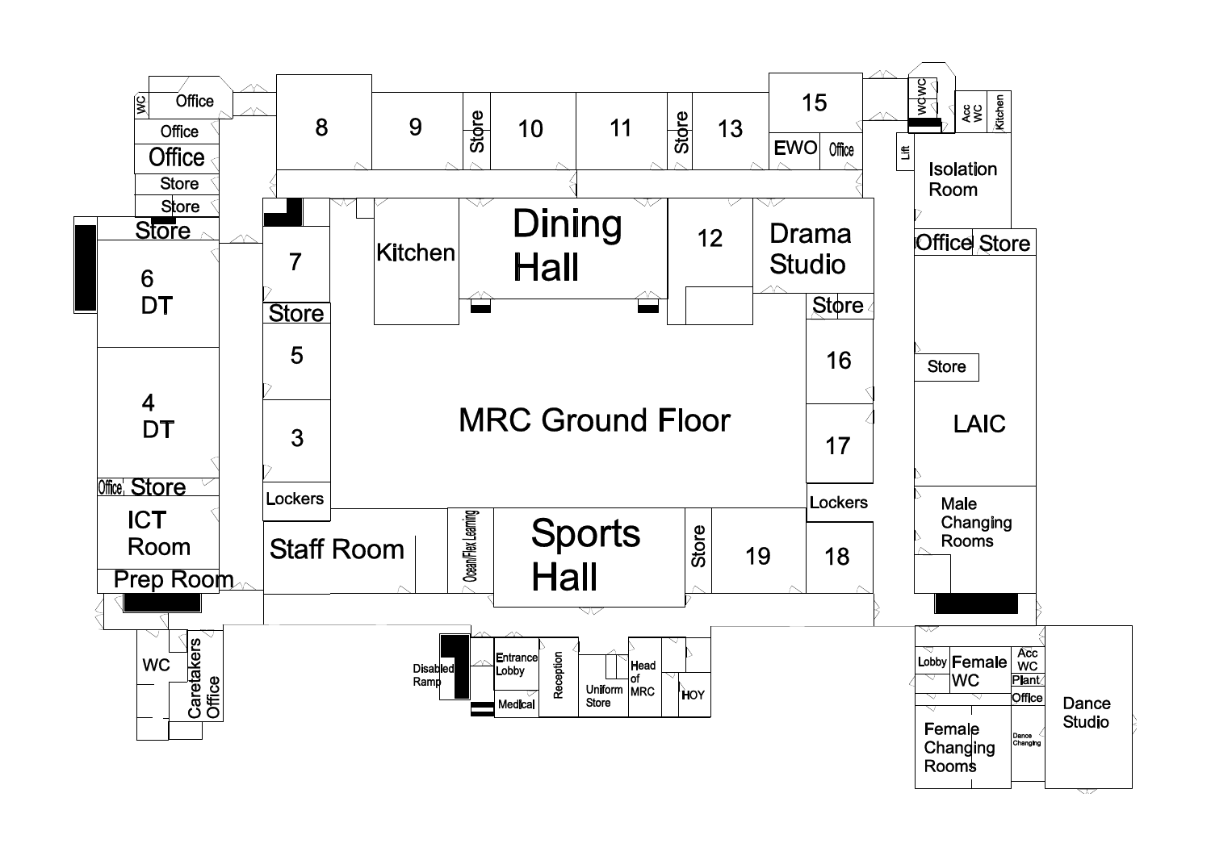# MRC Ground Floor

- WC
- Office
- Office
- Office
- Store
- Store
- Store
- 6 DT
- 4 DT
- Office
- Store
- ICT Room
- Prep Room
- WC
- Caretakers Office
- 8
- 9
- Store
- 10
- 11
- Store
- 13
- 15
- EWO
- Office
- WC
- WC
- Acc WC
- Kitchen
- Lift
- Isolation Room
- Office
- Store
- Store
- LAIC
- Male Changing Rooms
- 7
- Store
- 5
- 3
- Lockers
- Kitchen
- Dining Hall
- 12
- Drama Studio
- Store
- 16
- 17
- Lockers
- 18
- Staff Room
- Ocean/Flex Learning
- Sports Hall
- Store
- 19
- Disabled Ramp
- Entrance Lobby
- Medical
- Reception
- Uniform Store
- Head of MRC
- HOY
- Lobby
- Female WC
- Acc WC
- Plant
- Office
- Female Changing Rooms
- Dance Changing
- Dance Studio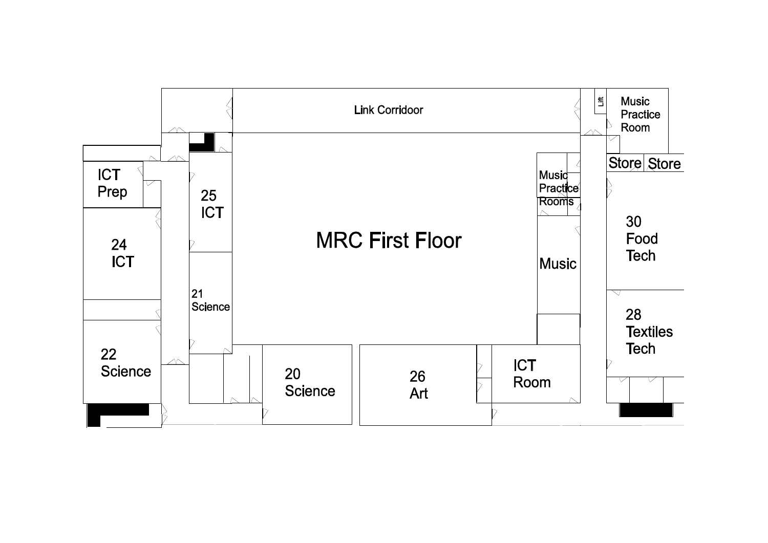Link Corridoor

Lift

Music Practice Room

Store

Store

ICT Prep

25 ICT

MRC First Floor

Music Practice Rooms

24 ICT

30 Food Tech

Music

21 Science

28 Textiles Tech

22 Science

20 Science

26 Art

ICT Room